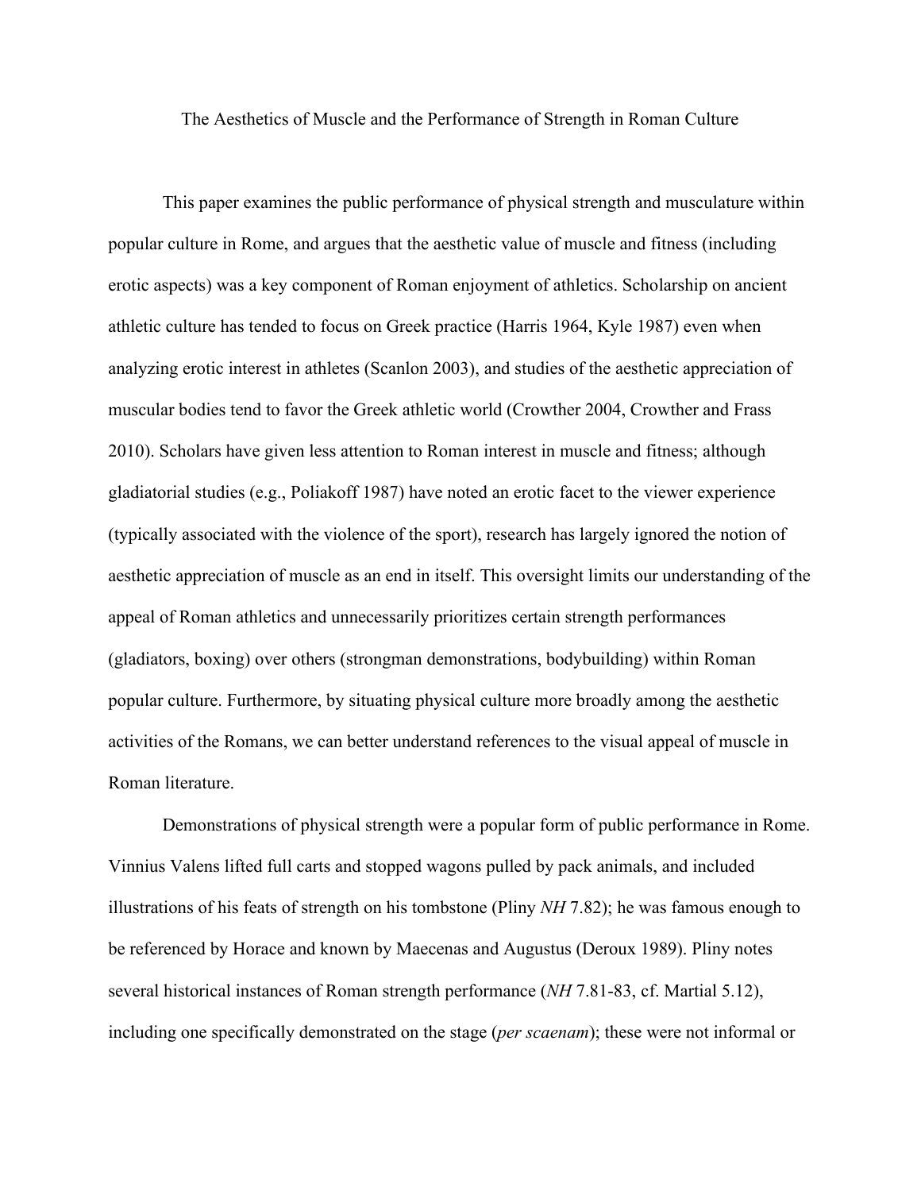# The Aesthetics of Muscle and the Performance of Strength in Roman Culture

This paper examines the public performance of physical strength and musculature within popular culture in Rome, and argues that the aesthetic value of muscle and fitness (including erotic aspects) was a key component of Roman enjoyment of athletics. Scholarship on ancient athletic culture has tended to focus on Greek practice (Harris 1964, Kyle 1987) even when analyzing erotic interest in athletes (Scanlon 2003), and studies of the aesthetic appreciation of muscular bodies tend to favor the Greek athletic world (Crowther 2004, Crowther and Frass 2010). Scholars have given less attention to Roman interest in muscle and fitness; although gladiatorial studies (e.g., Poliakoff 1987) have noted an erotic facet to the viewer experience (typically associated with the violence of the sport), research has largely ignored the notion of aesthetic appreciation of muscle as an end in itself. This oversight limits our understanding of the appeal of Roman athletics and unnecessarily prioritizes certain strength performances (gladiators, boxing) over others (strongman demonstrations, bodybuilding) within Roman popular culture. Furthermore, by situating physical culture more broadly among the aesthetic activities of the Romans, we can better understand references to the visual appeal of muscle in Roman literature.

Demonstrations of physical strength were a popular form of public performance in Rome. Vinnius Valens lifted full carts and stopped wagons pulled by pack animals, and included illustrations of his feats of strength on his tombstone (Pliny *NH* 7.82); he was famous enough to be referenced by Horace and known by Maecenas and Augustus (Deroux 1989). Pliny notes several historical instances of Roman strength performance (*NH* 7.81-83, cf. Martial 5.12), including one specifically demonstrated on the stage (*per scaenam*); these were not informal or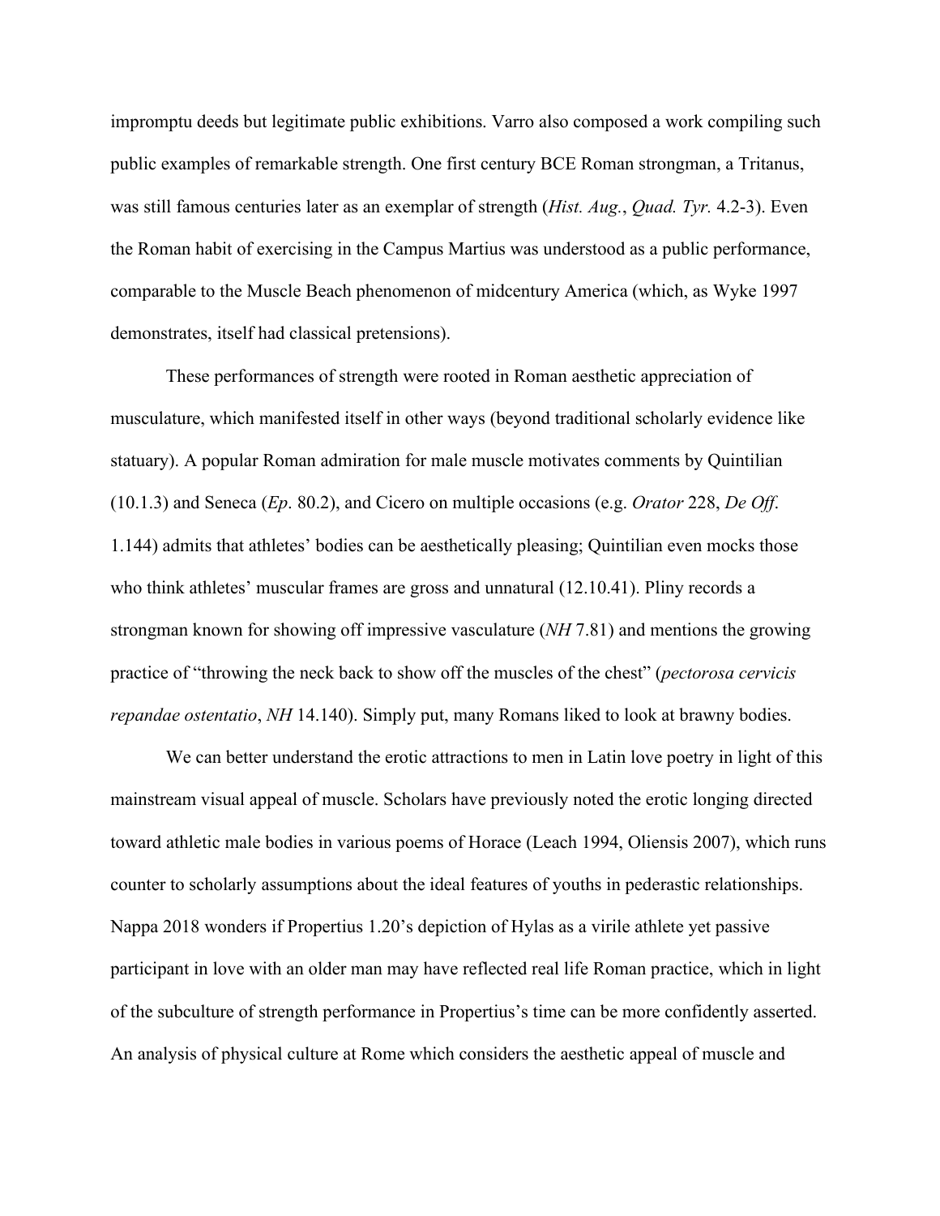impromptu deeds but legitimate public exhibitions. Varro also composed a work compiling such public examples of remarkable strength. One first century BCE Roman strongman, a Tritanus, was still famous centuries later as an exemplar of strength (*Hist. Aug.*, *Quad. Tyr.* 4.2-3). Even the Roman habit of exercising in the Campus Martius was understood as a public performance, comparable to the Muscle Beach phenomenon of midcentury America (which, as Wyke 1997 demonstrates, itself had classical pretensions).

These performances of strength were rooted in Roman aesthetic appreciation of musculature, which manifested itself in other ways (beyond traditional scholarly evidence like statuary). A popular Roman admiration for male muscle motivates comments by Quintilian (10.1.3) and Seneca (*Ep*. 80.2), and Cicero on multiple occasions (e.g. *Orator* 228, *De Off*. 1.144) admits that athletes' bodies can be aesthetically pleasing; Quintilian even mocks those who think athletes' muscular frames are gross and unnatural (12.10.41). Pliny records a strongman known for showing off impressive vasculature (*NH* 7.81) and mentions the growing practice of "throwing the neck back to show off the muscles of the chest" (*pectorosa cervicis repandae ostentatio*, *NH* 14.140). Simply put, many Romans liked to look at brawny bodies.

We can better understand the erotic attractions to men in Latin love poetry in light of this mainstream visual appeal of muscle. Scholars have previously noted the erotic longing directed toward athletic male bodies in various poems of Horace (Leach 1994, Oliensis 2007), which runs counter to scholarly assumptions about the ideal features of youths in pederastic relationships. Nappa 2018 wonders if Propertius 1.20's depiction of Hylas as a virile athlete yet passive participant in love with an older man may have reflected real life Roman practice, which in light of the subculture of strength performance in Propertius's time can be more confidently asserted. An analysis of physical culture at Rome which considers the aesthetic appeal of muscle and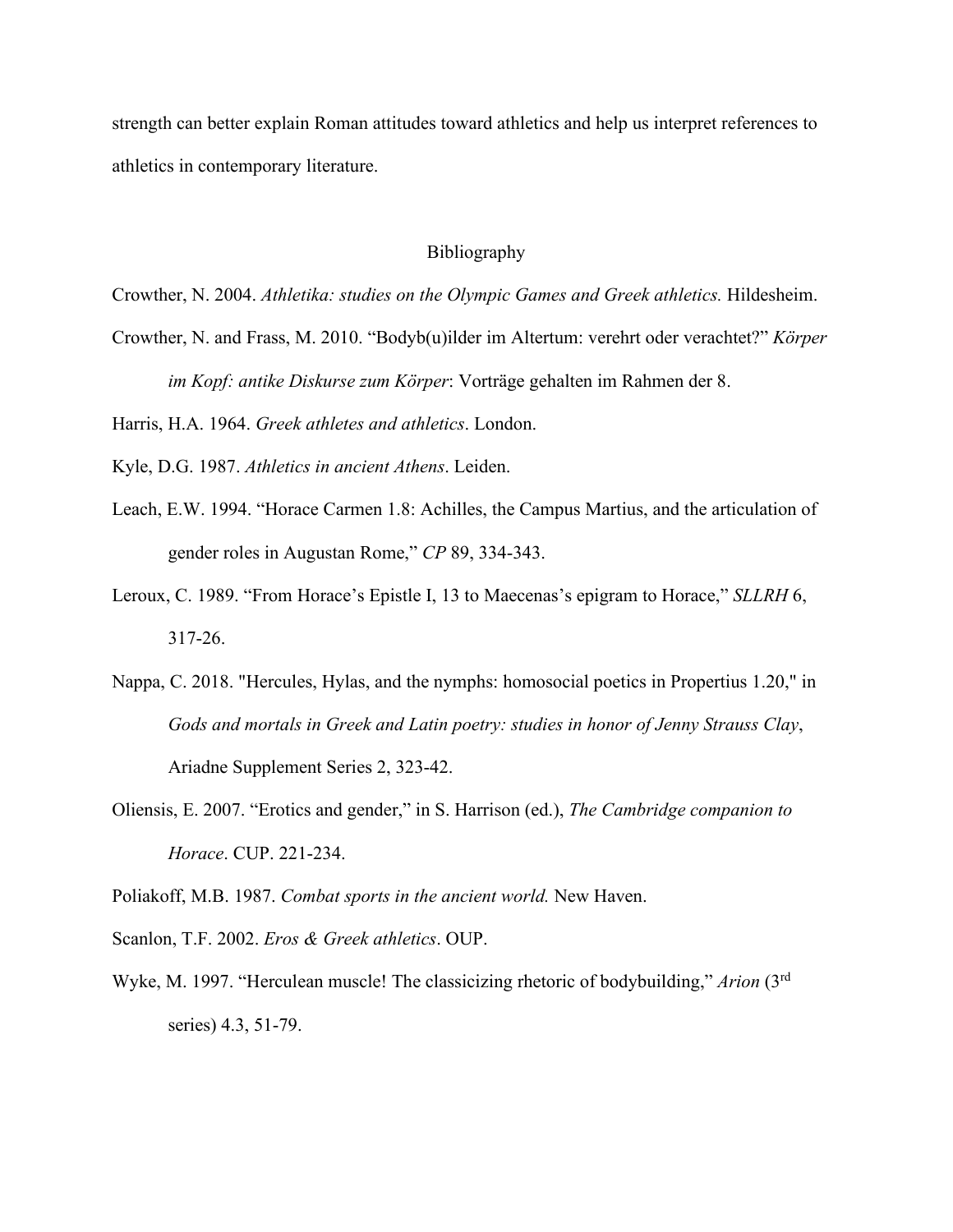strength can better explain Roman attitudes toward athletics and help us interpret references to athletics in contemporary literature.

## Bibliography

Crowther, N. 2004. *Athletika: studies on the Olympic Games and Greek athletics.* Hildesheim.

Crowther, N. and Frass, M. 2010. "Bodyb(u)ilder im Altertum: verehrt oder verachtet?" *Körper im Kopf: antike Diskurse zum Körper*: Vorträge gehalten im Rahmen der 8.

Harris, H.A. 1964. *Greek athletes and athletics*. London.

Kyle, D.G. 1987. *Athletics in ancient Athens*. Leiden.

Leach, E.W. 1994. "Horace Carmen 1.8: Achilles, the Campus Martius, and the articulation of gender roles in Augustan Rome," *CP* 89, 334-343.

Leroux, C. 1989. "From Horace's Epistle I, 13 to Maecenas's epigram to Horace," *SLLRH* 6, 317-26.

Nappa, C. 2018. "Hercules, Hylas, and the nymphs: homosocial poetics in Propertius 1.20," in *Gods and mortals in Greek and Latin poetry: studies in honor of Jenny Strauss Clay*, Ariadne Supplement Series 2, 323-42.

Oliensis, E. 2007. "Erotics and gender," in S. Harrison (ed.), *The Cambridge companion to Horace*. CUP. 221-234.

Poliakoff, M.B. 1987. *Combat sports in the ancient world.* New Haven.

Scanlon, T.F. 2002. *Eros & Greek athletics*. OUP.

Wyke, M. 1997. "Herculean muscle! The classicizing rhetoric of bodybuilding," *Arion* (3rd series) 4.3, 51-79.